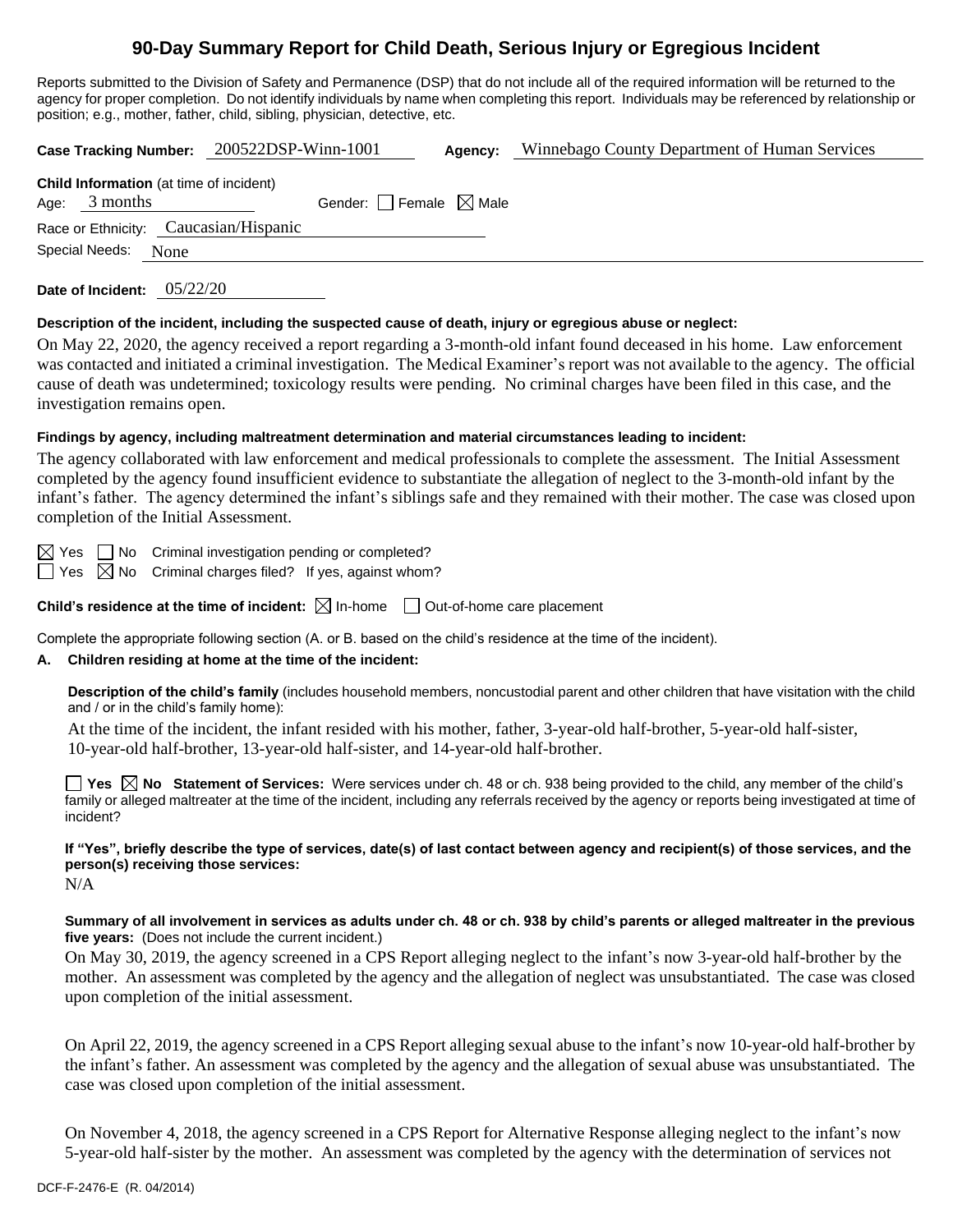# 90-Day Summary Report for Child Death, Serious Injury or Egregious Incident

Reports submitted to the Division of Safety and Permanence (DSP) that do not include all of the required information will be returned to the agency for proper completion. Do not identify individuals by name when completing this report. Individuals may be referenced by relationship or position; e.g., mother, father, child, sibling, physician, detective, etc.

**Case Tracking Number:** 200522DSP-Winn-1001 **Agency:** Winnebago County Department of Human Services

**Child Information** (at time of incident)

Age: 3 months Gender: ☐ Female ☒ Male

Race or Ethnicity: Caucasian/Hispanic

Special Needs: None

**Date of Incident:** 05/22/20

**Description of the incident, including the suspected cause of death, injury or egregious abuse or neglect:**

On May 22, 2020, the agency received a report regarding a 3-month-old infant found deceased in his home. Law enforcement was contacted and initiated a criminal investigation. The Medical Examiner's report was not available to the agency. The official cause of death was undetermined; toxicology results were pending. No criminal charges have been filed in this case, and the investigation remains open.

**Findings by agency, including maltreatment determination and material circumstances leading to incident:**

The agency collaborated with law enforcement and medical professionals to complete the assessment. The Initial Assessment completed by the agency found insufficient evidence to substantiate the allegation of neglect to the 3-month-old infant by the infant's father. The agency determined the infant's siblings safe and they remained with their mother. The case was closed upon completion of the Initial Assessment.

☒ Yes ☐ No Criminal investigation pending or completed?

☐ Yes ☒ No Criminal charges filed? If yes, against whom?

**Child's residence at the time of incident:** ☒ In-home ☐ Out-of-home care placement

Complete the appropriate following section (A. or B. based on the child's residence at the time of the incident).

**A. Children residing at home at the time of the incident:**

**Description of the child's family** (includes household members, noncustodial parent and other children that have visitation with the child and / or in the child's family home):

At the time of the incident, the infant resided with his mother, father, 3-year-old half-brother, 5-year-old half-sister, 10-year-old half-brother, 13-year-old half-sister, and 14-year-old half-brother.

☐ **Yes** ☒ **No Statement of Services:** Were services under ch. 48 or ch. 938 being provided to the child, any member of the child's family or alleged maltreater at the time of the incident, including any referrals received by the agency or reports being investigated at time of incident?

**If "Yes", briefly describe the type of services, date(s) of last contact between agency and recipient(s) of those services, and the person(s) receiving those services:**

N/A

**Summary of all involvement in services as adults under ch. 48 or ch. 938 by child's parents or alleged maltreater in the previous five years:** (Does not include the current incident.)

On May 30, 2019, the agency screened in a CPS Report alleging neglect to the infant's now 3-year-old half-brother by the mother. An assessment was completed by the agency and the allegation of neglect was unsubstantiated. The case was closed upon completion of the initial assessment.

On April 22, 2019, the agency screened in a CPS Report alleging sexual abuse to the infant's now 10-year-old half-brother by the infant's father. An assessment was completed by the agency and the allegation of sexual abuse was unsubstantiated. The case was closed upon completion of the initial assessment.

On November 4, 2018, the agency screened in a CPS Report for Alternative Response alleging neglect to the infant's now 5-year-old half-sister by the mother. An assessment was completed by the agency with the determination of services not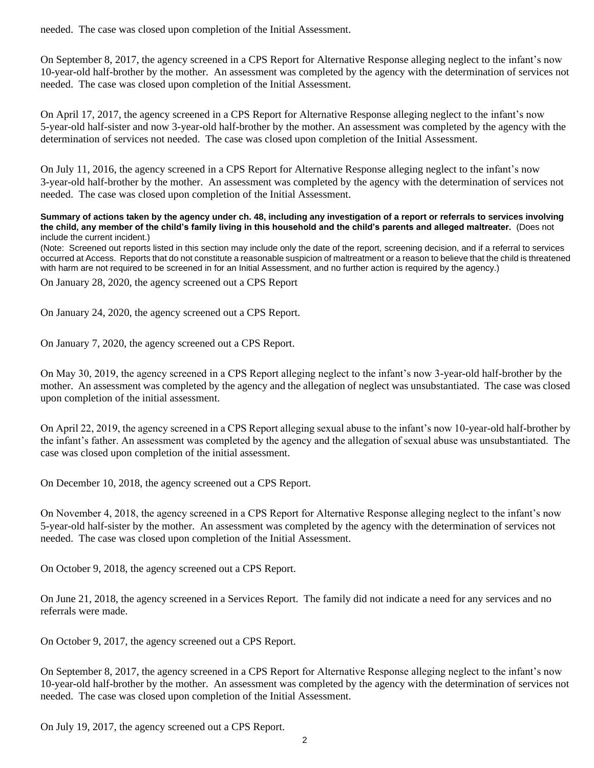needed. The case was closed upon completion of the Initial Assessment.

On September 8, 2017, the agency screened in a CPS Report for Alternative Response alleging neglect to the infant's now 10-year-old half-brother by the mother. An assessment was completed by the agency with the determination of services not needed. The case was closed upon completion of the Initial Assessment.

On April 17, 2017, the agency screened in a CPS Report for Alternative Response alleging neglect to the infant's now 5-year-old half-sister and now 3-year-old half-brother by the mother. An assessment was completed by the agency with the determination of services not needed. The case was closed upon completion of the Initial Assessment.

On July 11, 2016, the agency screened in a CPS Report for Alternative Response alleging neglect to the infant's now 3-year-old half-brother by the mother. An assessment was completed by the agency with the determination of services not needed. The case was closed upon completion of the Initial Assessment.

**Summary of actions taken by the agency under ch. 48, including any investigation of a report or referrals to services involving the child, any member of the child's family living in this household and the child's parents and alleged maltreater.** (Does not include the current incident.)

(Note: Screened out reports listed in this section may include only the date of the report, screening decision, and if a referral to services occurred at Access. Reports that do not constitute a reasonable suspicion of maltreatment or a reason to believe that the child is threatened with harm are not required to be screened in for an Initial Assessment, and no further action is required by the agency.)

On January 28, 2020, the agency screened out a CPS Report

On January 24, 2020, the agency screened out a CPS Report.

On January 7, 2020, the agency screened out a CPS Report.

On May 30, 2019, the agency screened in a CPS Report alleging neglect to the infant's now 3-year-old half-brother by the mother. An assessment was completed by the agency and the allegation of neglect was unsubstantiated. The case was closed upon completion of the initial assessment.

On April 22, 2019, the agency screened in a CPS Report alleging sexual abuse to the infant's now 10-year-old half-brother by the infant's father. An assessment was completed by the agency and the allegation of sexual abuse was unsubstantiated. The case was closed upon completion of the initial assessment.

On December 10, 2018, the agency screened out a CPS Report.

On November 4, 2018, the agency screened in a CPS Report for Alternative Response alleging neglect to the infant's now 5-year-old half-sister by the mother. An assessment was completed by the agency with the determination of services not needed. The case was closed upon completion of the Initial Assessment.

On October 9, 2018, the agency screened out a CPS Report.

On June 21, 2018, the agency screened in a Services Report. The family did not indicate a need for any services and no referrals were made.

On October 9, 2017, the agency screened out a CPS Report.

On September 8, 2017, the agency screened in a CPS Report for Alternative Response alleging neglect to the infant's now 10-year-old half-brother by the mother. An assessment was completed by the agency with the determination of services not needed. The case was closed upon completion of the Initial Assessment.

On July 19, 2017, the agency screened out a CPS Report.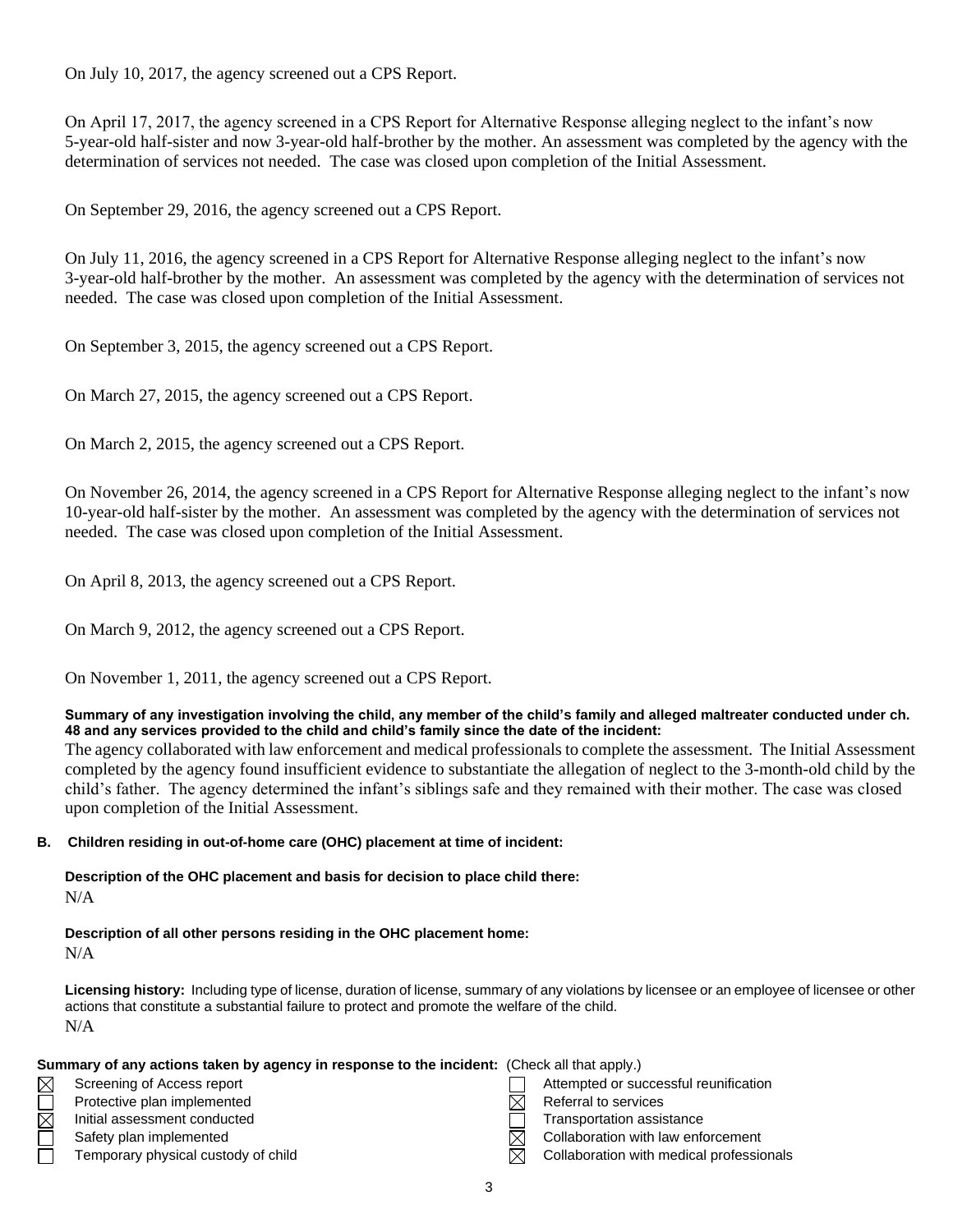On July 10, 2017, the agency screened out a CPS Report.

On April 17, 2017, the agency screened in a CPS Report for Alternative Response alleging neglect to the infant's now 5-year-old half-sister and now 3-year-old half-brother by the mother. An assessment was completed by the agency with the determination of services not needed. The case was closed upon completion of the Initial Assessment.

On September 29, 2016, the agency screened out a CPS Report.

On July 11, 2016, the agency screened in a CPS Report for Alternative Response alleging neglect to the infant's now 3-year-old half-brother by the mother. An assessment was completed by the agency with the determination of services not needed. The case was closed upon completion of the Initial Assessment.

On September 3, 2015, the agency screened out a CPS Report.

On March 27, 2015, the agency screened out a CPS Report.

On March 2, 2015, the agency screened out a CPS Report.

On November 26, 2014, the agency screened in a CPS Report for Alternative Response alleging neglect to the infant's now 10-year-old half-sister by the mother. An assessment was completed by the agency with the determination of services not needed. The case was closed upon completion of the Initial Assessment.

On April 8, 2013, the agency screened out a CPS Report.

On March 9, 2012, the agency screened out a CPS Report.

On November 1, 2011, the agency screened out a CPS Report.

**Summary of any investigation involving the child, any member of the child's family and alleged maltreater conducted under ch. 48 and any services provided to the child and child's family since the date of the incident:**

The agency collaborated with law enforcement and medical professionals to complete the assessment. The Initial Assessment completed by the agency found insufficient evidence to substantiate the allegation of neglect to the 3-month-old child by the child's father. The agency determined the infant's siblings safe and they remained with their mother. The case was closed upon completion of the Initial Assessment.

**B. Children residing in out-of-home care (OHC) placement at time of incident:**

**Description of the OHC placement and basis for decision to place child there:**

N/A

**Description of all other persons residing in the OHC placement home:**

N/A

**Licensing history:** Including type of license, duration of license, summary of any violations by licensee or an employee of licensee or other actions that constitute a substantial failure to protect and promote the welfare of the child.

N/A

**Summary of any actions taken by agency in response to the incident:** (Check all that apply.)

- ☒ Screening of Access report
- ☐ Protective plan implemented
- ☒ Initial assessment conducted
- ☐ Safety plan implemented
- ☐ Temporary physical custody of child
- ☐ Attempted or successful reunification
- ☒ Referral to services
- ☐ Transportation assistance
- ☒ Collaboration with law enforcement
- ☒ Collaboration with medical professionals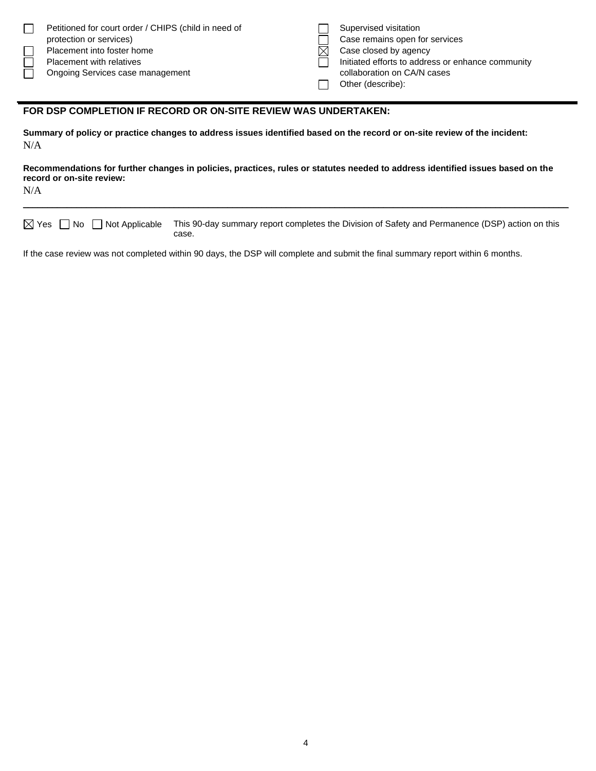- ☐ Petitioned for court order / CHIPS (child in need of protection or services)
- ☐ Placement into foster home
- ☐ Placement with relatives
- ☐ Ongoing Services case management
- ☐ Supervised visitation
- ☐ Case remains open for services
- ☒ Case closed by agency
- ☐ Initiated efforts to address or enhance community collaboration on CA/N cases
- ☐ Other (describe):

## FOR DSP COMPLETION IF RECORD OR ON-SITE REVIEW WAS UNDERTAKEN:

**Summary of policy or practice changes to address issues identified based on the record or on-site review of the incident:**

N/A

**Recommendations for further changes in policies, practices, rules or statutes needed to address identified issues based on the record or on-site review:**

N/A

---

☒ Yes ☐ No ☐ Not Applicable This 90-day summary report completes the Division of Safety and Permanence (DSP) action on this case.

If the case review was not completed within 90 days, the DSP will complete and submit the final summary report within 6 months.